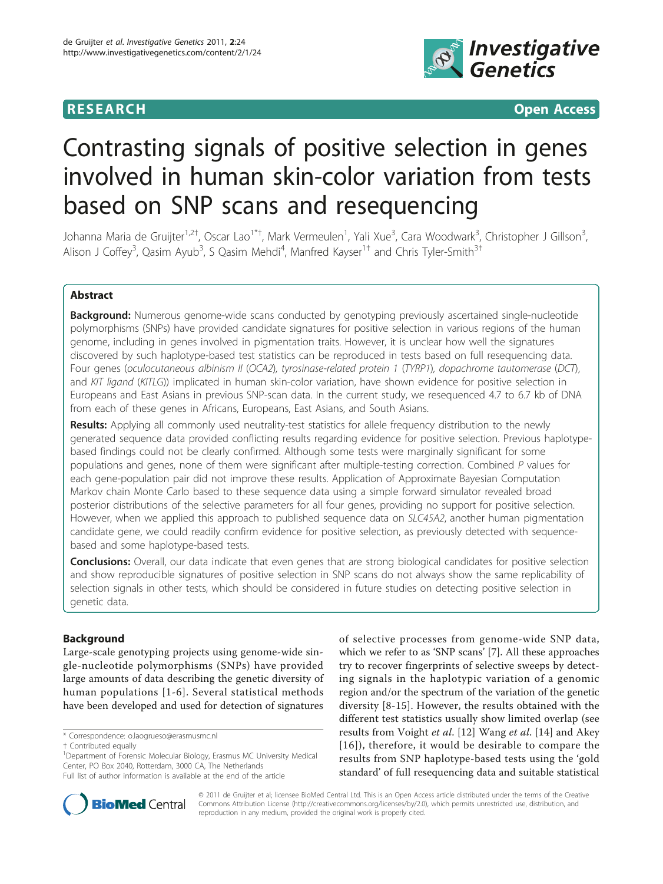RESEARCH Open Access

# Contrasting signals of positive selection in genes involved in human skin-color variation from tests based on SNP scans and resequencing

Johanna Maria de Gruijter[1,2†], Oscar Lao[1*†], Mark Vermeulen[1], Yali Xue[3], Cara Woodwark[3], Christopher J Gillson[3], Alison J Coffey[3], Qasim Ayub[3], S Qasim Mehdi[4], Manfred Kayser[1†] and Chris Tyler-Smith[3†]

## Abstract

**Background:** Numerous genome-wide scans conducted by genotyping previously ascertained single-nucleotide polymorphisms (SNPs) have provided candidate signatures for positive selection in various regions of the human genome, including in genes involved in pigmentation traits. However, it is unclear how well the signatures discovered by such haplotype-based test statistics can be reproduced in tests based on full resequencing data. Four genes (*oculocutaneous albinism II* (*OCA2*), *tyrosinase-related protein 1* (*TYRP1*), *dopachrome tautomerase* (*DCT*), and *KIT ligand* (*KITLG*)) implicated in human skin-color variation, have shown evidence for positive selection in Europeans and East Asians in previous SNP-scan data. In the current study, we resequenced 4.7 to 6.7 kb of DNA from each of these genes in Africans, Europeans, East Asians, and South Asians.

**Results:** Applying all commonly used neutrality-test statistics for allele frequency distribution to the newly generated sequence data provided conflicting results regarding evidence for positive selection. Previous haplotype-based findings could not be clearly confirmed. Although some tests were marginally significant for some populations and genes, none of them were significant after multiple-testing correction. Combined *P* values for each gene-population pair did not improve these results. Application of Approximate Bayesian Computation Markov chain Monte Carlo based to these sequence data using a simple forward simulator revealed broad posterior distributions of the selective parameters for all four genes, providing no support for positive selection. However, when we applied this approach to published sequence data on *SLC45A2*, another human pigmentation candidate gene, we could readily confirm evidence for positive selection, as previously detected with sequence-based and some haplotype-based tests.

**Conclusions:** Overall, our data indicate that even genes that are strong biological candidates for positive selection and show reproducible signatures of positive selection in SNP scans do not always show the same replicability of selection signals in other tests, which should be considered in future studies on detecting positive selection in genetic data.

## Background

Large-scale genotyping projects using genome-wide single-nucleotide polymorphisms (SNPs) have provided large amounts of data describing the genetic diversity of human populations [1-6]. Several statistical methods have been developed and used for detection of signatures of selective processes from genome-wide SNP data, which we refer to as 'SNP scans' [7]. All these approaches try to recover fingerprints of selective sweeps by detecting signals in the haplotypic variation of a genomic region and/or the spectrum of the variation of the genetic diversity [8-15]. However, the results obtained with the different test statistics usually show limited overlap (see results from Voight *et al*. [12] Wang *et al*. [14] and Akey [16]), therefore, it would be desirable to compare the results from SNP haplotype-based tests using the 'gold standard' of full resequencing data and suitable statistical

\* Correspondence: o.laogrueso@erasmusmc.nl
† Contributed equally
[1]Department of Forensic Molecular Biology, Erasmus MC University Medical Center, PO Box 2040, Rotterdam, 3000 CA, The Netherlands
Full list of author information is available at the end of the article

© 2011 de Gruijter et al; licensee BioMed Central Ltd. This is an Open Access article distributed under the terms of the Creative Commons Attribution License (http://creativecommons.org/licenses/by/2.0), which permits unrestricted use, distribution, and reproduction in any medium, provided the original work is properly cited.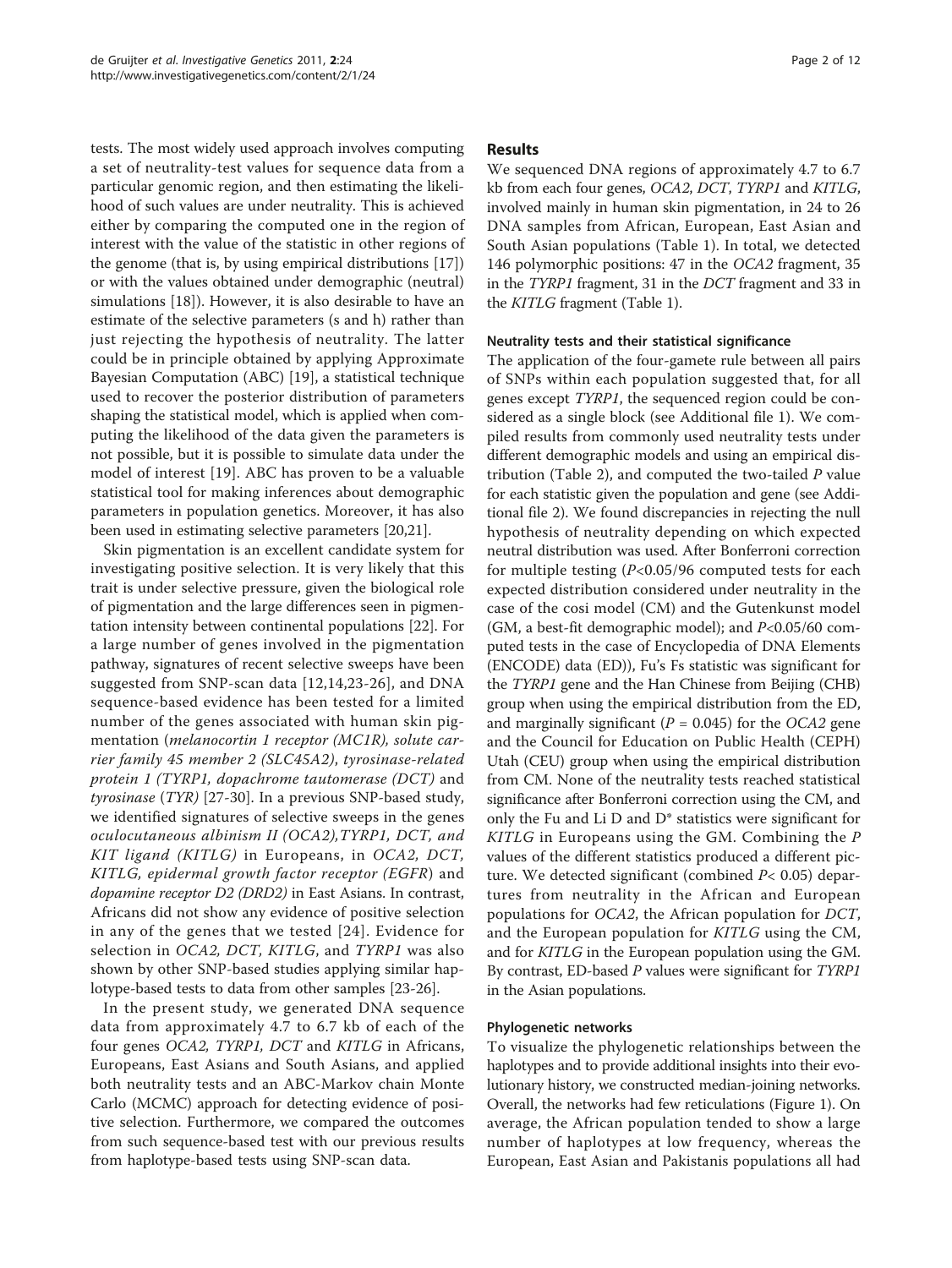tests. The most widely used approach involves computing a set of neutrality-test values for sequence data from a particular genomic region, and then estimating the likelihood of such values are under neutrality. This is achieved either by comparing the computed one in the region of interest with the value of the statistic in other regions of the genome (that is, by using empirical distributions [17]) or with the values obtained under demographic (neutral) simulations [18]). However, it is also desirable to have an estimate of the selective parameters (s and h) rather than just rejecting the hypothesis of neutrality. The latter could be in principle obtained by applying Approximate Bayesian Computation (ABC) [19], a statistical technique used to recover the posterior distribution of parameters shaping the statistical model, which is applied when computing the likelihood of the data given the parameters is not possible, but it is possible to simulate data under the model of interest [19]. ABC has proven to be a valuable statistical tool for making inferences about demographic parameters in population genetics. Moreover, it has also been used in estimating selective parameters [20,21].

Skin pigmentation is an excellent candidate system for investigating positive selection. It is very likely that this trait is under selective pressure, given the biological role of pigmentation and the large differences seen in pigmentation intensity between continental populations [22]. For a large number of genes involved in the pigmentation pathway, signatures of recent selective sweeps have been suggested from SNP-scan data [12,14,23-26], and DNA sequence-based evidence has been tested for a limited number of the genes associated with human skin pigmentation (*melanocortin 1 receptor (MC1R), solute carrier family 45 member 2 (SLC45A2), tyrosinase-related protein 1 (TYRP1, dopachrome tautomerase (DCT)* and *tyrosinase* (*TYR)* [27-30]. In a previous SNP-based study, we identified signatures of selective sweeps in the genes *oculocutaneous albinism II (OCA2),TYRP1, DCT, and KIT ligand (KITLG)* in Europeans, in *OCA2, DCT, KITLG, epidermal growth factor receptor (EGFR)* and *dopamine receptor D2 (DRD2)* in East Asians. In contrast, Africans did not show any evidence of positive selection in any of the genes that we tested [24]. Evidence for selection in *OCA2, DCT, KITLG*, and *TYRP1* was also shown by other SNP-based studies applying similar haplotype-based tests to data from other samples [23-26].

In the present study, we generated DNA sequence data from approximately 4.7 to 6.7 kb of each of the four genes *OCA2, TYRP1, DCT* and *KITLG* in Africans, Europeans, East Asians and South Asians, and applied both neutrality tests and an ABC-Markov chain Monte Carlo (MCMC) approach for detecting evidence of positive selection. Furthermore, we compared the outcomes from such sequence-based test with our previous results from haplotype-based tests using SNP-scan data.

## Results

We sequenced DNA regions of approximately 4.7 to 6.7 kb from each four genes, *OCA2*, *DCT*, *TYRP1* and *KITLG*, involved mainly in human skin pigmentation, in 24 to 26 DNA samples from African, European, East Asian and South Asian populations (Table 1). In total, we detected 146 polymorphic positions: 47 in the *OCA2* fragment, 35 in the *TYRP1* fragment, 31 in the *DCT* fragment and 33 in the *KITLG* fragment (Table 1).

### Neutrality tests and their statistical significance

The application of the four-gamete rule between all pairs of SNPs within each population suggested that, for all genes except *TYRP1*, the sequenced region could be considered as a single block (see Additional file 1). We compiled results from commonly used neutrality tests under different demographic models and using an empirical distribution (Table 2), and computed the two-tailed *P* value for each statistic given the population and gene (see Additional file 2). We found discrepancies in rejecting the null hypothesis of neutrality depending on which expected neutral distribution was used. After Bonferroni correction for multiple testing ($P<0.05/96$ computed tests for each expected distribution considered under neutrality in the case of the cosi model (CM) and the Gutenkunst model (GM, a best-fit demographic model); and $P<0.05/60$ computed tests in the case of Encyclopedia of DNA Elements (ENCODE) data (ED)), Fu's Fs statistic was significant for the *TYRP1* gene and the Han Chinese from Beijing (CHB) group when using the empirical distribution from the ED, and marginally significant ($P = 0.045$) for the *OCA2* gene and the Council for Education on Public Health (CEPH) Utah (CEU) group when using the empirical distribution from CM. None of the neutrality tests reached statistical significance after Bonferroni correction using the CM, and only the Fu and Li D and D* statistics were significant for *KITLG* in Europeans using the GM. Combining the *P* values of the different statistics produced a different picture. We detected significant (combined $P< 0.05$) departures from neutrality in the African and European populations for *OCA2*, the African population for *DCT*, and the European population for *KITLG* using the CM, and for *KITLG* in the European population using the GM. By contrast, ED-based *P* values were significant for *TYRP1* in the Asian populations.

### Phylogenetic networks

To visualize the phylogenetic relationships between the haplotypes and to provide additional insights into their evolutionary history, we constructed median-joining networks. Overall, the networks had few reticulations (Figure 1). On average, the African population tended to show a large number of haplotypes at low frequency, whereas the European, East Asian and Pakistanis populations all had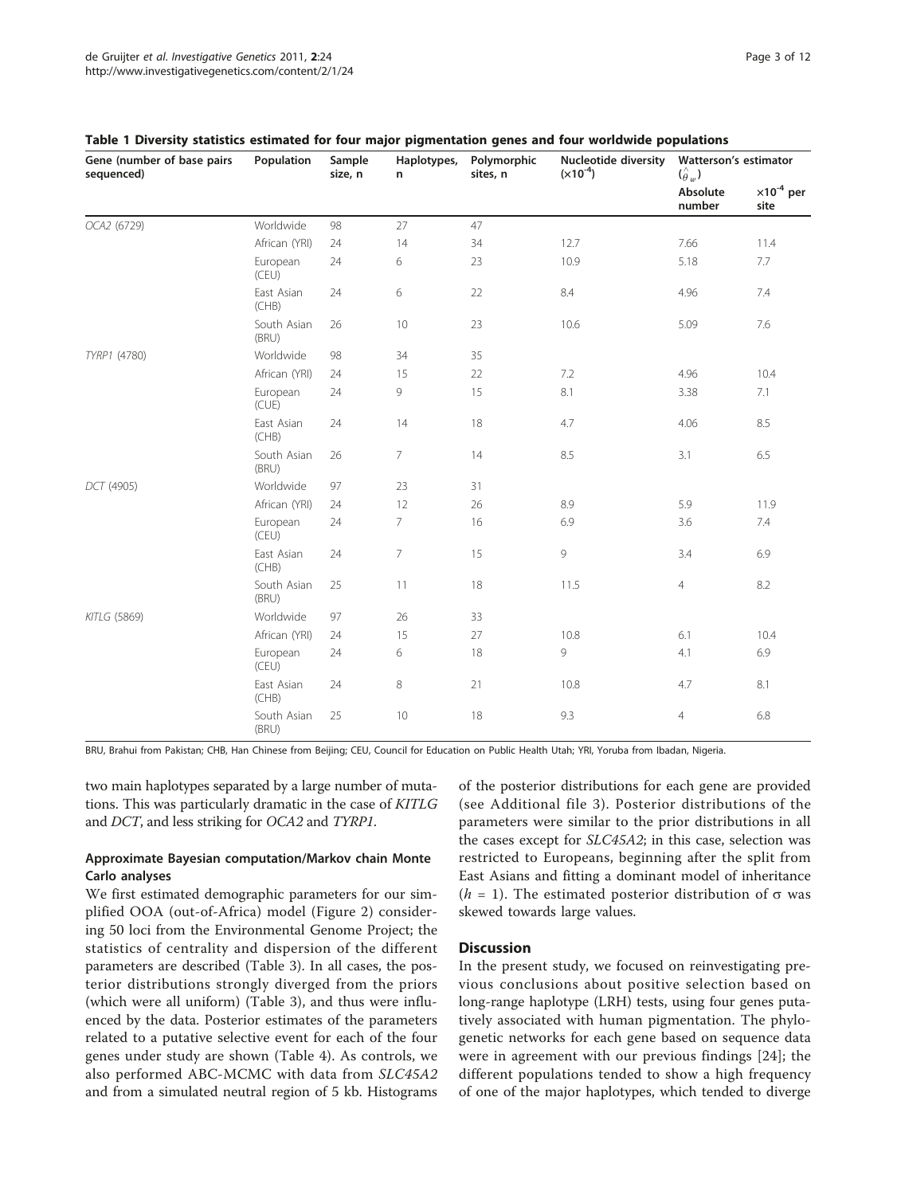**Table 1 Diversity statistics estimated for four major pigmentation genes and four worldwide populations**

| Gene (number of base pairs sequenced) | Population | Sample size, n | Haplotypes, n | Polymorphic sites, n | Nucleotide diversity ($\times 10^{-4}$) | Watterson's estimator ($\hat{\theta}_w$) | |
|---|---|---|---|---|---|---|---|
| | | | | | | Absolute number | $\times 10^{-4}$ per site |
| *OCA2* (6729) | Worldwide | 98 | 27 | 47 | | | |
| | African (YRI) | 24 | 14 | 34 | 12.7 | 7.66 | 11.4 |
| | European (CEU) | 24 | 6 | 23 | 10.9 | 5.18 | 7.7 |
| | East Asian (CHB) | 24 | 6 | 22 | 8.4 | 4.96 | 7.4 |
| | South Asian (BRU) | 26 | 10 | 23 | 10.6 | 5.09 | 7.6 |
| *TYRP1* (4780) | Worldwide | 98 | 34 | 35 | | | |
| | African (YRI) | 24 | 15 | 22 | 7.2 | 4.96 | 10.4 |
| | European (CUE) | 24 | 9 | 15 | 8.1 | 3.38 | 7.1 |
| | East Asian (CHB) | 24 | 14 | 18 | 4.7 | 4.06 | 8.5 |
| | South Asian (BRU) | 26 | 7 | 14 | 8.5 | 3.1 | 6.5 |
| *DCT* (4905) | Worldwide | 97 | 23 | 31 | | | |
| | African (YRI) | 24 | 12 | 26 | 8.9 | 5.9 | 11.9 |
| | European (CEU) | 24 | 7 | 16 | 6.9 | 3.6 | 7.4 |
| | East Asian (CHB) | 24 | 7 | 15 | 9 | 3.4 | 6.9 |
| | South Asian (BRU) | 25 | 11 | 18 | 11.5 | 4 | 8.2 |
| *KITLG* (5869) | Worldwide | 97 | 26 | 33 | | | |
| | African (YRI) | 24 | 15 | 27 | 10.8 | 6.1 | 10.4 |
| | European (CEU) | 24 | 6 | 18 | 9 | 4.1 | 6.9 |
| | East Asian (CHB) | 24 | 8 | 21 | 10.8 | 4.7 | 8.1 |
| | South Asian (BRU) | 25 | 10 | 18 | 9.3 | 4 | 6.8 |

BRU, Brahui from Pakistan; CHB, Han Chinese from Beijing; CEU, Council for Education on Public Health Utah; YRI, Yoruba from Ibadan, Nigeria.

two main haplotypes separated by a large number of mutations. This was particularly dramatic in the case of *KITLG* and *DCT*, and less striking for *OCA2* and *TYRP1*.

### Approximate Bayesian computation/Markov chain Monte Carlo analyses

We first estimated demographic parameters for our simplified OOA (out-of-Africa) model (Figure 2) considering 50 loci from the Environmental Genome Project; the statistics of centrality and dispersion of the different parameters are described (Table 3). In all cases, the posterior distributions strongly diverged from the priors (which were all uniform) (Table 3), and thus were influenced by the data. Posterior estimates of the parameters related to a putative selective event for each of the four genes under study are shown (Table 4). As controls, we also performed ABC-MCMC with data from *SLC45A2* and from a simulated neutral region of 5 kb. Histograms of the posterior distributions for each gene are provided (see Additional file 3). Posterior distributions of the parameters were similar to the prior distributions in all the cases except for *SLC45A2*; in this case, selection was restricted to Europeans, beginning after the split from East Asians and fitting a dominant model of inheritance ($h$ = 1). The estimated posterior distribution of σ was skewed towards large values.

## Discussion

In the present study, we focused on reinvestigating previous conclusions about positive selection based on long-range haplotype (LRH) tests, using four genes putatively associated with human pigmentation. The phylogenetic networks for each gene based on sequence data were in agreement with our previous findings [24]; the different populations tended to show a high frequency of one of the major haplotypes, which tended to diverge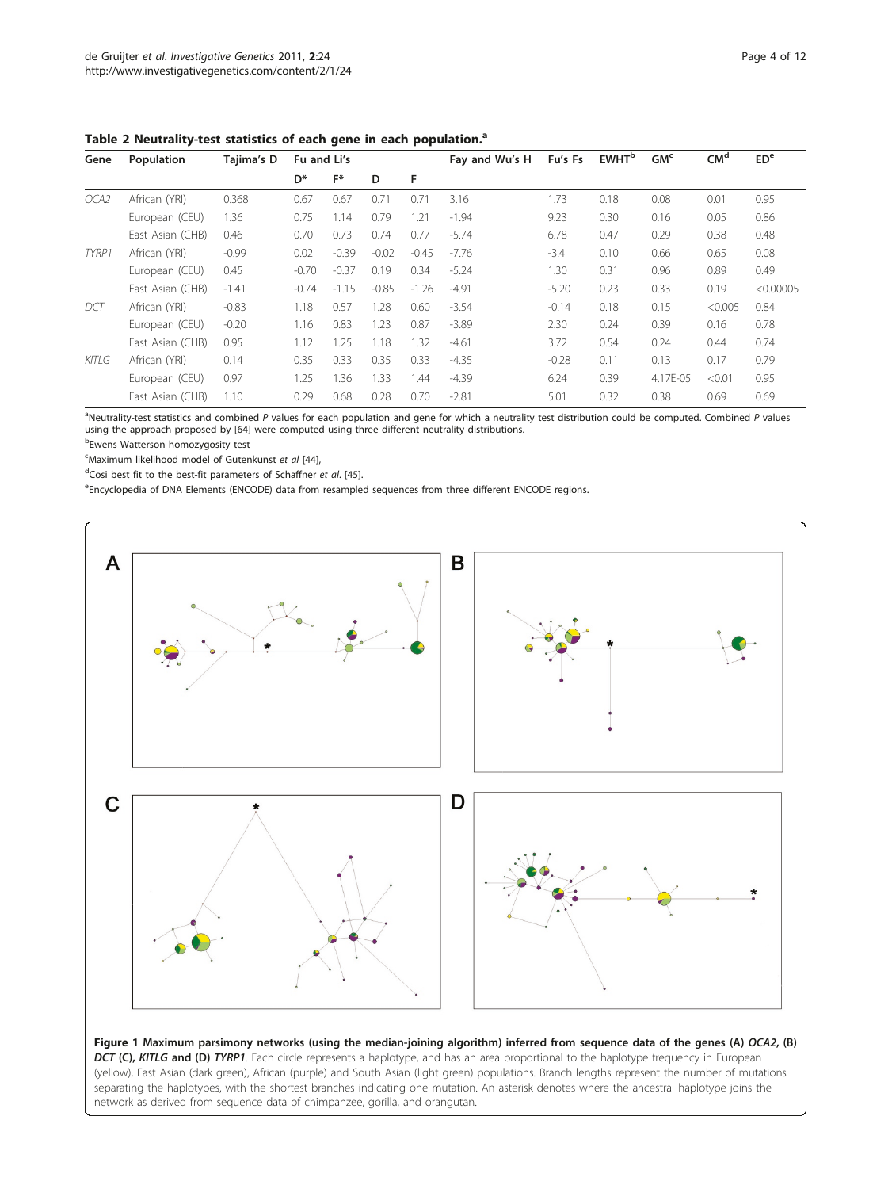**Table 2 Neutrality-test statistics of each gene in each population.**[a]

| Gene | Population | Tajima's D | Fu and Li's | | | | Fay and Wu's H | Fu's Fs | EWHT[b] | GM[c] | CM[d] | ED[e] |
|---|---|---|---|---|---|---|---|---|---|---|---|---|
| | | | D* | F* | D | F | | | | | | |
| *OCA2* | African (YRI) | 0.368 | 0.67 | 0.67 | 0.71 | 0.71 | 3.16 | 1.73 | 0.18 | 0.08 | 0.01 | 0.95 |
| | European (CEU) | 1.36 | 0.75 | 1.14 | 0.79 | 1.21 | -1.94 | 9.23 | 0.30 | 0.16 | 0.05 | 0.86 |
| | East Asian (CHB) | 0.46 | 0.70 | 0.73 | 0.74 | 0.77 | -5.74 | 6.78 | 0.47 | 0.29 | 0.38 | 0.48 |
| *TYRP1* | African (YRI) | -0.99 | 0.02 | -0.39 | -0.02 | -0.45 | -7.76 | -3.4 | 0.10 | 0.66 | 0.65 | 0.08 |
| | European (CEU) | 0.45 | -0.70 | -0.37 | 0.19 | 0.34 | -5.24 | 1.30 | 0.31 | 0.96 | 0.89 | 0.49 |
| | East Asian (CHB) | -1.41 | -0.74 | -1.15 | -0.85 | -1.26 | -4.91 | -5.20 | 0.23 | 0.33 | 0.19 | <0.00005 |
| *DCT* | African (YRI) | -0.83 | 1.18 | 0.57 | 1.28 | 0.60 | -3.54 | -0.14 | 0.18 | 0.15 | <0.005 | 0.84 |
| | European (CEU) | -0.20 | 1.16 | 0.83 | 1.23 | 0.87 | -3.89 | 2.30 | 0.24 | 0.39 | 0.16 | 0.78 |
| | East Asian (CHB) | 0.95 | 1.12 | 1.25 | 1.18 | 1.32 | -4.61 | 3.72 | 0.54 | 0.24 | 0.44 | 0.74 |
| *KITLG* | African (YRI) | 0.14 | 0.35 | 0.33 | 0.35 | 0.33 | -4.35 | -0.28 | 0.11 | 0.13 | 0.17 | 0.79 |
| | European (CEU) | 0.97 | 1.25 | 1.36 | 1.33 | 1.44 | -4.39 | 6.24 | 0.39 | 4.17E-05 | <0.01 | 0.95 |
| | East Asian (CHB) | 1.10 | 0.29 | 0.68 | 0.28 | 0.70 | -2.81 | 5.01 | 0.32 | 0.38 | 0.69 | 0.69 |

[a]Neutrality-test statistics and combined *P* values for each population and gene for which a neutrality test distribution could be computed. Combined *P* values using the approach proposed by [64] were computed using three different neutrality distributions.

[b]Ewens-Watterson homozygosity test

[c]Maximum likelihood model of Gutenkunst *et al* [44],

[d]Cosi best fit to the best-fit parameters of Schaffner *et al*. [45].

[e]Encyclopedia of DNA Elements (ENCODE) data from resampled sequences from three different ENCODE regions.

**Figure 1 Maximum parsimony networks (using the median-joining algorithm) inferred from sequence data of the genes (A)** ***OCA2*****, (B)** ***DCT*** **(C),** ***KITLG*** **and (D)** ***TYRP1***. Each circle represents a haplotype, and has an area proportional to the haplotype frequency in European (yellow), East Asian (dark green), African (purple) and South Asian (light green) populations. Branch lengths represent the number of mutations separating the haplotypes, with the shortest branches indicating one mutation. An asterisk denotes where the ancestral haplotype joins the network as derived from sequence data of chimpanzee, gorilla, and orangutan.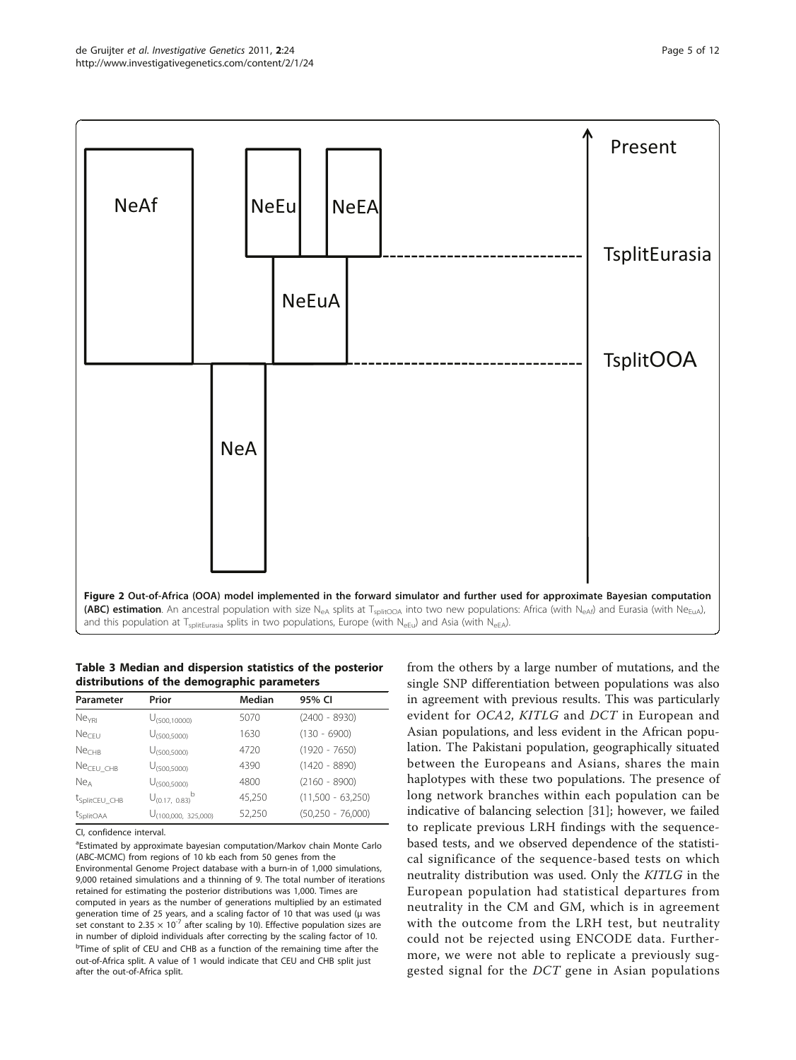**Figure 2 Out-of-Africa (OOA) model implemented in the forward simulator and further used for approximate Bayesian computation (ABC) estimation**. An ancestral population with size $N_{eA}$ splits at $T_{splitOOA}$ into two new populations: Africa (with $N_{eAf}$) and Eurasia (with $Ne_{EuA}$), and this population at $T_{splitEurasia}$ splits in two populations, Europe (with $N_{eEu}$) and Asia (with $N_{eEA}$).

**Table 3 Median and dispersion statistics of the posterior distributions of the demographic parameters**

| Parameter | Prior | Median | 95% CI |
|---|---|---|---|
| $Ne_{YRI}$ | $U_{(500,10000)}$ | 5070 | (2400 - 8930) |
| $Ne_{CEU}$ | $U_{(500,5000)}$ | 1630 | (130 - 6900) |
| $Ne_{CHB}$ | $U_{(500,5000)}$ | 4720 | (1920 - 7650) |
| $Ne_{CEU\_CHB}$ | $U_{(500,5000)}$ | 4390 | (1420 - 8890) |
| $Ne_{A}$ | $U_{(500,5000)}$ | 4800 | (2160 - 8900) |
| $t_{SplitCEU\_CHB}$ | $U_{(0.17,\ 0.83)}$[b] | 45,250 | (11,500 - 63,250) |
| $t_{SplitOAA}$ | $U_{(100,000,\ 325,000)}$ | 52,250 | (50,250 - 76,000) |

CI, confidence interval.

[a]Estimated by approximate bayesian computation/Markov chain Monte Carlo (ABC-MCMC) from regions of 10 kb each from 50 genes from the Environmental Genome Project database with a burn-in of 1,000 simulations, 9,000 retained simulations and a thinning of 9. The total number of iterations retained for estimating the posterior distributions was 1,000. Times are computed in years as the number of generations multiplied by an estimated generation time of 25 years, and a scaling factor of 10 that was used (μ was set constant to $2.35 \times 10^{-7}$ after scaling by 10). Effective population sizes are in number of diploid individuals after correcting by the scaling factor of 10.
[b]Time of split of CEU and CHB as a function of the remaining time after the out-of-Africa split. A value of 1 would indicate that CEU and CHB split just after the out-of-Africa split.

from the others by a large number of mutations, and the single SNP differentiation between populations was also in agreement with previous results. This was particularly evident for *OCA2*, *KITLG* and *DCT* in European and Asian populations, and less evident in the African population. The Pakistani population, geographically situated between the Europeans and Asians, shares the main haplotypes with these two populations. The presence of long network branches within each population can be indicative of balancing selection [31]; however, we failed to replicate previous LRH findings with the sequence-based tests, and we observed dependence of the statistical significance of the sequence-based tests on which neutrality distribution was used. Only the *KITLG* in the European population had statistical departures from neutrality in the CM and GM, which is in agreement with the outcome from the LRH test, but neutrality could not be rejected using ENCODE data. Furthermore, we were not able to replicate a previously suggested signal for the *DCT* gene in Asian populations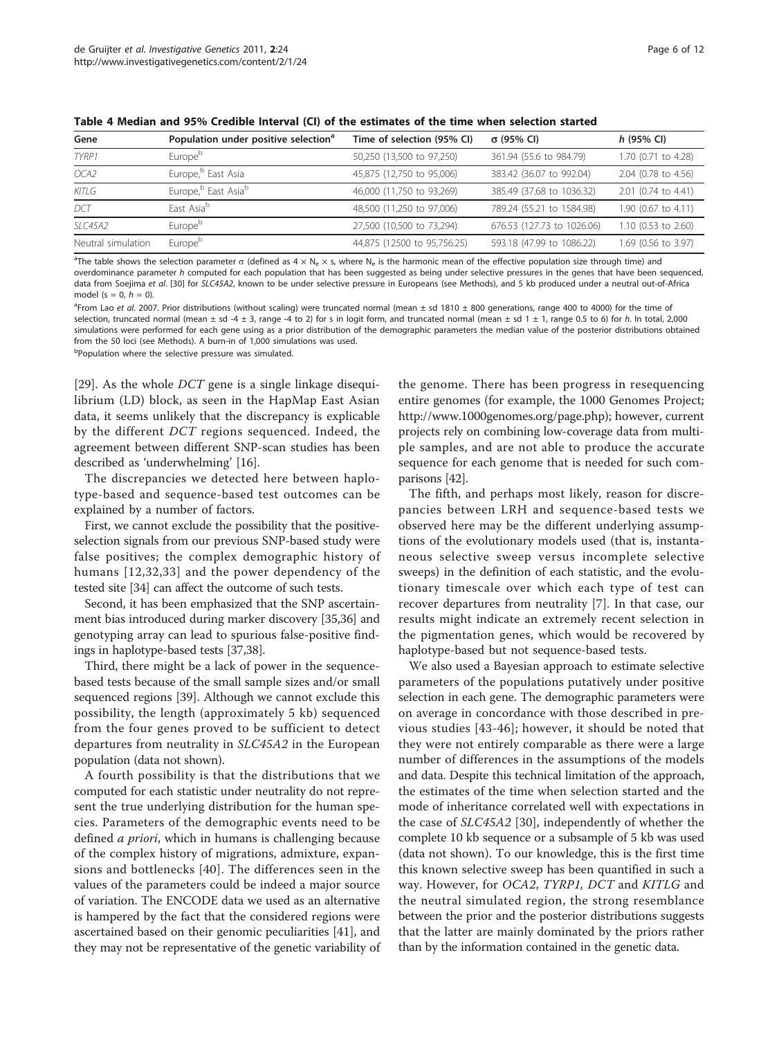**Table 4 Median and 95% Credible Interval (CI) of the estimates of the time when selection started**

| Gene | Population under positive selection[a] | Time of selection (95% CI) | σ (95% CI) | *h* (95% CI) |
|---|---|---|---|---|
| *TYRP1* | Europe[b] | 50,250 (13,500 to 97,250) | 361.94 (55.6 to 984.79) | 1.70 (0.71 to 4.28) |
| *OCA2* | Europe,[b] East Asia | 45,875 (12,750 to 95,006) | 383.42 (36.07 to 992.04) | 2.04 (0.78 to 4.56) |
| *KITLG* | Europe,[b] East Asia[b] | 46,000 (11,750 to 93,269) | 385.49 (37.68 to 1036.32) | 2.01 (0.74 to 4.41) |
| *DCT* | East Asia[b] | 48,500 (11,250 to 97,006) | 789.24 (55.21 to 1584.98) | 1.90 (0.67 to 4.11) |
| *SLC45A2* | Europe[b] | 27,500 (10,500 to 73,294) | 676.53 (127.73 to 1026.06) | 1.10 (0.53 to 2.60) |
| Neutral simulation | Europe[b] | 44,875 (12500 to 95,756.25) | 593.18 (47.99 to 1086.22) | 1.69 (0.56 to 3.97) |

[a]The table shows the selection parameter σ (defined as $4 \times N_e \times s$, where $N_e$ is the harmonic mean of the effective population size through time) and overdominance parameter *h* computed for each population that has been suggested as being under selective pressures in the genes that have been sequenced, data from Soejima *et al*. [30] for *SLC45A2*, known to be under selective pressure in Europeans (see Methods), and 5 kb produced under a neutral out-of-Africa model ($s = 0$, $h = 0$).

[a]From Lao *et al*. 2007. Prior distributions (without scaling) were truncated normal (mean ± sd 1810 ± 800 generations, range 400 to 4000) for the time of selection, truncated normal (mean ± sd -4 ± 3, range -4 to 2) for s in logit form, and truncated normal (mean ± sd 1 ± 1, range 0.5 to 6) for *h*. In total, 2,000 simulations were performed for each gene using as a prior distribution of the demographic parameters the median value of the posterior distributions obtained from the 50 loci (see Methods). A burn-in of 1,000 simulations was used.

[b]Population where the selective pressure was simulated.

[29]. As the whole *DCT* gene is a single linkage disequilibrium (LD) block, as seen in the HapMap East Asian data, it seems unlikely that the discrepancy is explicable by the different *DCT* regions sequenced. Indeed, the agreement between different SNP-scan studies has been described as 'underwhelming' [16].

The discrepancies we detected here between haplotype-based and sequence-based test outcomes can be explained by a number of factors.

First, we cannot exclude the possibility that the positive-selection signals from our previous SNP-based study were false positives; the complex demographic history of humans [12,32,33] and the power dependency of the tested site [34] can affect the outcome of such tests.

Second, it has been emphasized that the SNP ascertainment bias introduced during marker discovery [35,36] and genotyping array can lead to spurious false-positive findings in haplotype-based tests [37,38].

Third, there might be a lack of power in the sequence-based tests because of the small sample sizes and/or small sequenced regions [39]. Although we cannot exclude this possibility, the length (approximately 5 kb) sequenced from the four genes proved to be sufficient to detect departures from neutrality in *SLC45A2* in the European population (data not shown).

A fourth possibility is that the distributions that we computed for each statistic under neutrality do not represent the true underlying distribution for the human species. Parameters of the demographic events need to be defined *a priori*, which in humans is challenging because of the complex history of migrations, admixture, expansions and bottlenecks [40]. The differences seen in the values of the parameters could be indeed a major source of variation. The ENCODE data we used as an alternative is hampered by the fact that the considered regions were ascertained based on their genomic peculiarities [41], and they may not be representative of the genetic variability of the genome. There has been progress in resequencing entire genomes (for example, the 1000 Genomes Project; http://www.1000genomes.org/page.php); however, current projects rely on combining low-coverage data from multiple samples, and are not able to produce the accurate sequence for each genome that is needed for such comparisons [42].

The fifth, and perhaps most likely, reason for discrepancies between LRH and sequence-based tests we observed here may be the different underlying assumptions of the evolutionary models used (that is, instantaneous selective sweep versus incomplete selective sweeps) in the definition of each statistic, and the evolutionary timescale over which each type of test can recover departures from neutrality [7]. In that case, our results might indicate an extremely recent selection in the pigmentation genes, which would be recovered by haplotype-based but not sequence-based tests.

We also used a Bayesian approach to estimate selective parameters of the populations putatively under positive selection in each gene. The demographic parameters were on average in concordance with those described in previous studies [43-46]; however, it should be noted that they were not entirely comparable as there were a large number of differences in the assumptions of the models and data. Despite this technical limitation of the approach, the estimates of the time when selection started and the mode of inheritance correlated well with expectations in the case of *SLC45A2* [30], independently of whether the complete 10 kb sequence or a subsample of 5 kb was used (data not shown). To our knowledge, this is the first time this known selective sweep has been quantified in such a way. However, for *OCA2, TYRP1, DCT* and *KITLG* and the neutral simulated region, the strong resemblance between the prior and the posterior distributions suggests that the latter are mainly dominated by the priors rather than by the information contained in the genetic data.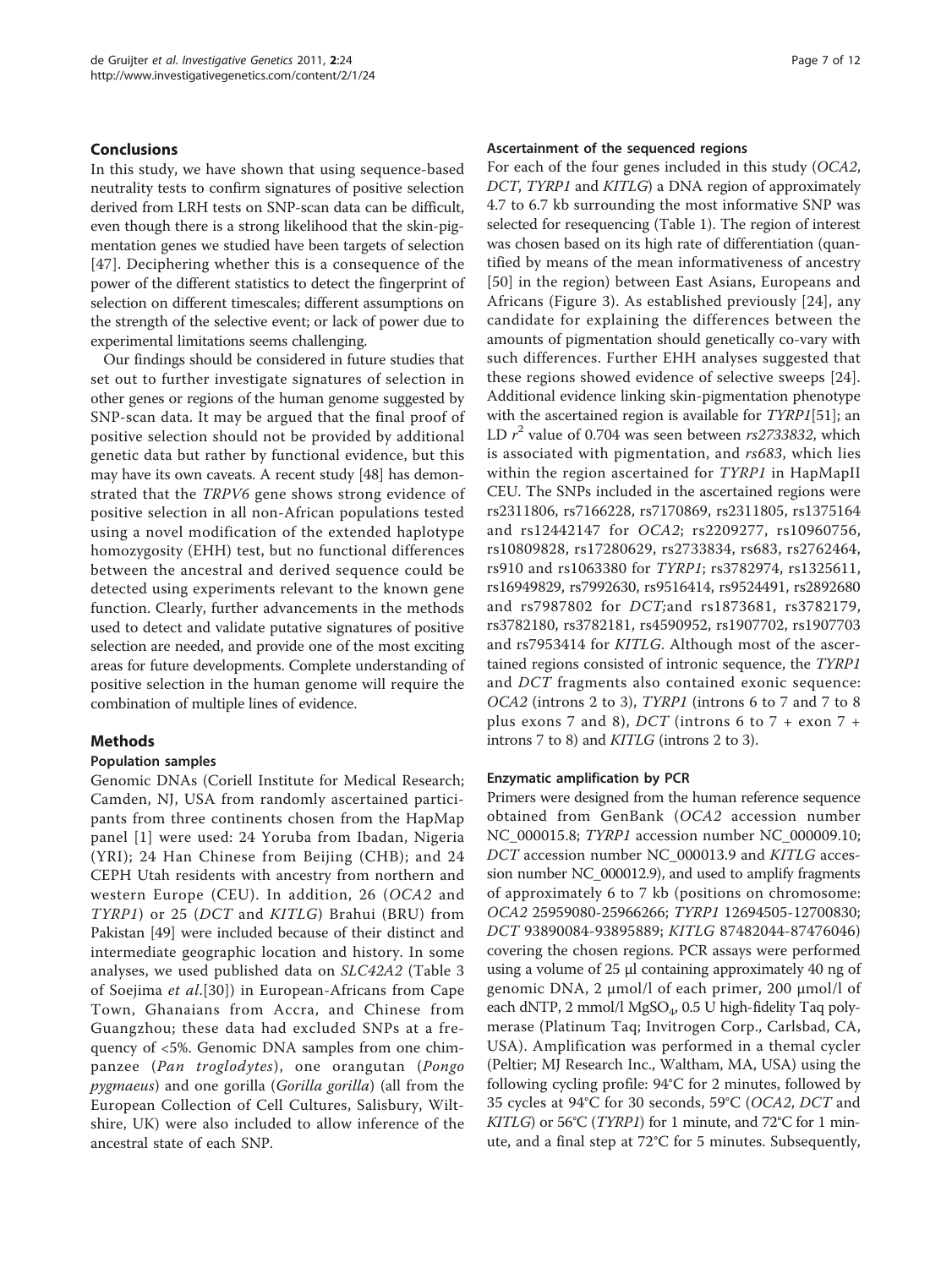## Conclusions

In this study, we have shown that using sequence-based neutrality tests to confirm signatures of positive selection derived from LRH tests on SNP-scan data can be difficult, even though there is a strong likelihood that the skin-pigmentation genes we studied have been targets of selection [47]. Deciphering whether this is a consequence of the power of the different statistics to detect the fingerprint of selection on different timescales; different assumptions on the strength of the selective event; or lack of power due to experimental limitations seems challenging.

Our findings should be considered in future studies that set out to further investigate signatures of selection in other genes or regions of the human genome suggested by SNP-scan data. It may be argued that the final proof of positive selection should not be provided by additional genetic data but rather by functional evidence, but this may have its own caveats. A recent study [48] has demonstrated that the *TRPV6* gene shows strong evidence of positive selection in all non-African populations tested using a novel modification of the extended haplotype homozygosity (EHH) test, but no functional differences between the ancestral and derived sequence could be detected using experiments relevant to the known gene function. Clearly, further advancements in the methods used to detect and validate putative signatures of positive selection are needed, and provide one of the most exciting areas for future developments. Complete understanding of positive selection in the human genome will require the combination of multiple lines of evidence.

## Methods

### Population samples

Genomic DNAs (Coriell Institute for Medical Research; Camden, NJ, USA from randomly ascertained participants from three continents chosen from the HapMap panel [1] were used: 24 Yoruba from Ibadan, Nigeria (YRI); 24 Han Chinese from Beijing (CHB); and 24 CEPH Utah residents with ancestry from northern and western Europe (CEU). In addition, 26 (*OCA2* and *TYRP1*) or 25 (*DCT* and *KITLG*) Brahui (BRU) from Pakistan [49] were included because of their distinct and intermediate geographic location and history. In some analyses, we used published data on *SLC42A2* (Table 3 of Soejima *et al.*[30]) in European-Africans from Cape Town, Ghanaians from Accra, and Chinese from Guangzhou; these data had excluded SNPs at a frequency of <5%. Genomic DNA samples from one chimpanzee (*Pan troglodytes*), one orangutan (*Pongo pygmaeus*) and one gorilla (*Gorilla gorilla*) (all from the European Collection of Cell Cultures, Salisbury, Wiltshire, UK) were also included to allow inference of the ancestral state of each SNP.

### Ascertainment of the sequenced regions

For each of the four genes included in this study (*OCA2*, *DCT*, *TYRP1* and *KITLG*) a DNA region of approximately 4.7 to 6.7 kb surrounding the most informative SNP was selected for resequencing (Table 1). The region of interest was chosen based on its high rate of differentiation (quantified by means of the mean informativeness of ancestry [50] in the region) between East Asians, Europeans and Africans (Figure 3). As established previously [24], any candidate for explaining the differences between the amounts of pigmentation should genetically co-vary with such differences. Further EHH analyses suggested that these regions showed evidence of selective sweeps [24]. Additional evidence linking skin-pigmentation phenotype with the ascertained region is available for *TYRP1*[51]; an LD $r^2$ value of 0.704 was seen between *rs2733832*, which is associated with pigmentation, and *rs683*, which lies within the region ascertained for *TYRP1* in HapMapII CEU. The SNPs included in the ascertained regions were rs2311806, rs7166228, rs7170869, rs2311805, rs1375164 and rs12442147 for *OCA2*; rs2209277, rs10960756, rs10809828, rs17280629, rs2733834, rs683, rs2762464, rs910 and rs1063380 for *TYRP1*; rs3782974, rs1325611, rs16949829, rs7992630, rs9516414, rs9524491, rs2892680 and rs7987802 for *DCT;*and rs1873681, rs3782179, rs3782180, rs3782181, rs4590952, rs1907702, rs1907703 and rs7953414 for *KITLG*. Although most of the ascertained regions consisted of intronic sequence, the *TYRP1* and *DCT* fragments also contained exonic sequence: *OCA2* (introns 2 to 3), *TYRP1* (introns 6 to 7 and 7 to 8 plus exons 7 and 8), *DCT* (introns 6 to 7 + exon 7 + introns 7 to 8) and *KITLG* (introns 2 to 3).

### Enzymatic amplification by PCR

Primers were designed from the human reference sequence obtained from GenBank (*OCA2* accession number NC_000015.8; *TYRP1* accession number NC_000009.10; *DCT* accession number NC_000013.9 and *KITLG* accession number NC_000012.9), and used to amplify fragments of approximately 6 to 7 kb (positions on chromosome: *OCA2* 25959080-25966266; *TYRP1* 12694505-12700830; *DCT* 93890084-93895889; *KITLG* 87482044-87476046) covering the chosen regions. PCR assays were performed using a volume of 25 µl containing approximately 40 ng of genomic DNA, 2 µmol/l of each primer, 200 µmol/l of each dNTP, 2 mmol/l $MgSO_4$, 0.5 U high-fidelity Taq polymerase (Platinum Taq; Invitrogen Corp., Carlsbad, CA, USA). Amplification was performed in a themal cycler (Peltier; MJ Research Inc., Waltham, MA, USA) using the following cycling profile: 94°C for 2 minutes, followed by 35 cycles at 94°C for 30 seconds, 59°C (*OCA2*, *DCT* and *KITLG*) or 56°C (*TYRP1*) for 1 minute, and 72°C for 1 minute, and a final step at 72°C for 5 minutes. Subsequently,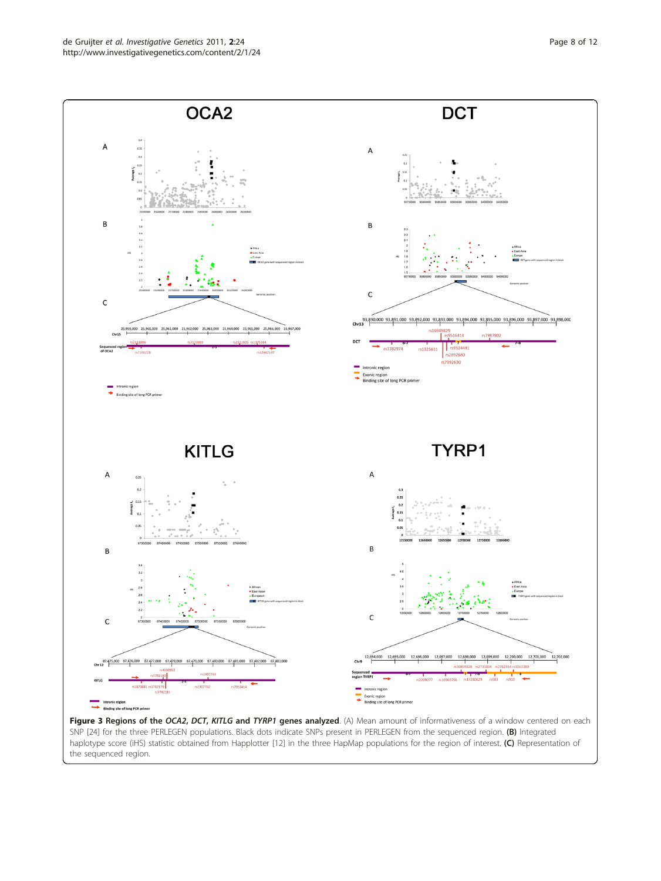**Figure 3 Regions of the *OCA2*, *DCT*, *KITLG* and *TYRP1* genes analyzed**. (A) Mean amount of informativeness of a window centered on each SNP [24] for the three PERLEGEN populations. Black dots indicate SNPs present in PERLEGEN from the sequenced region. **(B)** Integrated haplotype score (iHS) statistic obtained from Happlotter [12] in the three HapMap populations for the region of interest. **(C)** Representation of the sequenced region.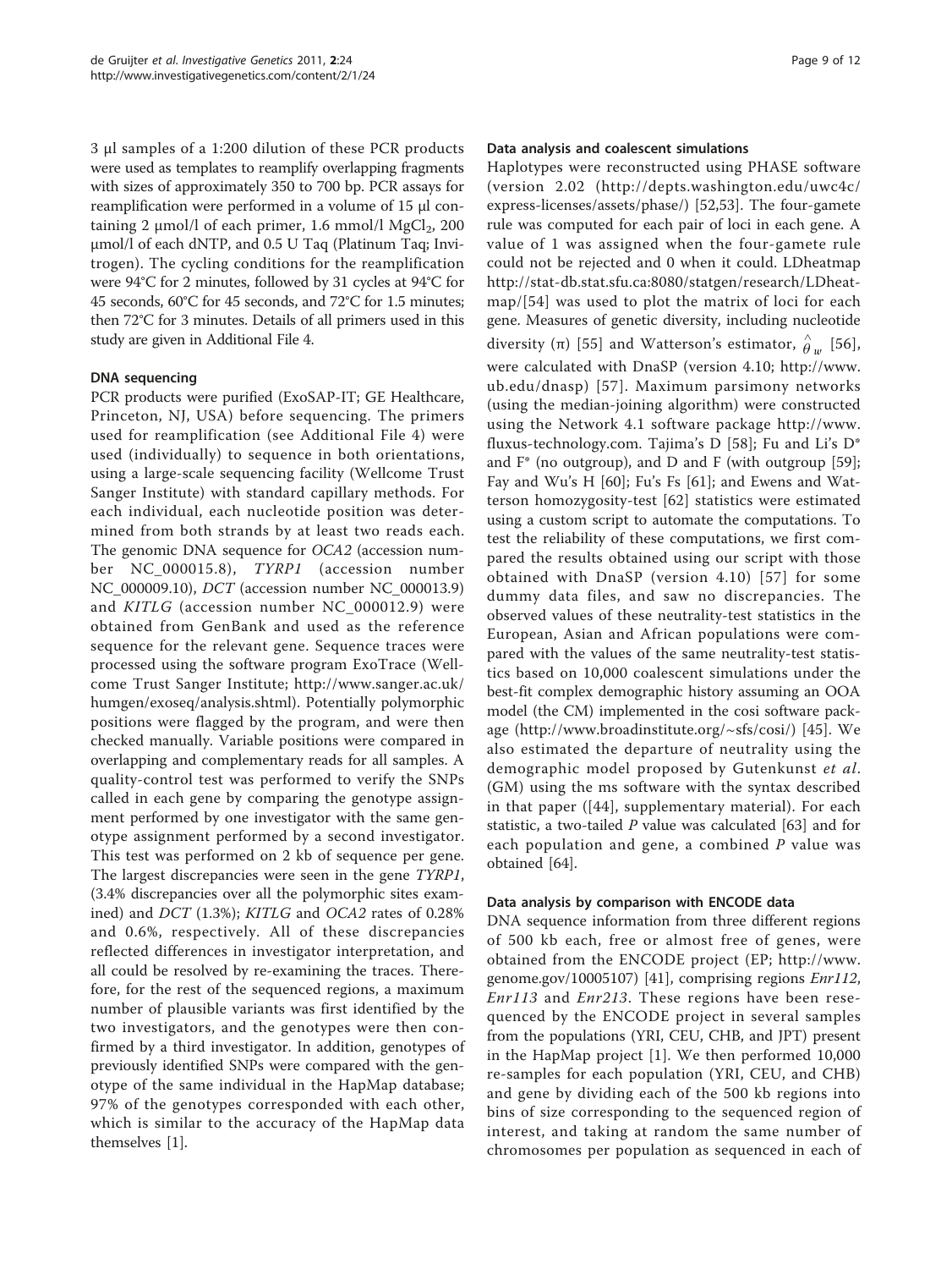3 μl samples of a 1:200 dilution of these PCR products were used as templates to reamplify overlapping fragments with sizes of approximately 350 to 700 bp. PCR assays for reamplification were performed in a volume of 15 μl containing 2 μmol/l of each primer, 1.6 mmol/l $MgCl_2$, 200 μmol/l of each dNTP, and 0.5 U Taq (Platinum Taq; Invitrogen). The cycling conditions for the reamplification were 94°C for 2 minutes, followed by 31 cycles at 94°C for 45 seconds, 60°C for 45 seconds, and 72°C for 1.5 minutes; then 72°C for 3 minutes. Details of all primers used in this study are given in Additional File 4.

#### DNA sequencing

PCR products were purified (ExoSAP-IT; GE Healthcare, Princeton, NJ, USA) before sequencing. The primers used for reamplification (see Additional File 4) were used (individually) to sequence in both orientations, using a large-scale sequencing facility (Wellcome Trust Sanger Institute) with standard capillary methods. For each individual, each nucleotide position was determined from both strands by at least two reads each. The genomic DNA sequence for *OCA2* (accession number NC_000015.8), *TYRP1* (accession number NC_000009.10), *DCT* (accession number NC_000013.9) and *KITLG* (accession number NC_000012.9) were obtained from GenBank and used as the reference sequence for the relevant gene. Sequence traces were processed using the software program ExoTrace (Wellcome Trust Sanger Institute; http://www.sanger.ac.uk/humgen/exoseq/analysis.shtml). Potentially polymorphic positions were flagged by the program, and were then checked manually. Variable positions were compared in overlapping and complementary reads for all samples. A quality-control test was performed to verify the SNPs called in each gene by comparing the genotype assignment performed by one investigator with the same genotype assignment performed by a second investigator. This test was performed on 2 kb of sequence per gene. The largest discrepancies were seen in the gene *TYRP1*, (3.4% discrepancies over all the polymorphic sites examined) and *DCT* (1.3%); *KITLG* and *OCA2* rates of 0.28% and 0.6%, respectively. All of these discrepancies reflected differences in investigator interpretation, and all could be resolved by re-examining the traces. Therefore, for the rest of the sequenced regions, a maximum number of plausible variants was first identified by the two investigators, and the genotypes were then confirmed by a third investigator. In addition, genotypes of previously identified SNPs were compared with the genotype of the same individual in the HapMap database; 97% of the genotypes corresponded with each other, which is similar to the accuracy of the HapMap data themselves [1].

#### Data analysis and coalescent simulations

Haplotypes were reconstructed using PHASE software (version 2.02 (http://depts.washington.edu/uwc4c/express-licenses/assets/phase/) [52,53]. The four-gamete rule was computed for each pair of loci in each gene. A value of 1 was assigned when the four-gamete rule could not be rejected and 0 when it could. LDheatmap http://stat-db.stat.sfu.ca:8080/statgen/research/LDheatmap/[54] was used to plot the matrix of loci for each gene. Measures of genetic diversity, including nucleotide diversity (π) [55] and Watterson's estimator, $\hat{\theta}_w$ [56], were calculated with DnaSP (version 4.10; http://www.ub.edu/dnasp) [57]. Maximum parsimony networks (using the median-joining algorithm) were constructed using the Network 4.1 software package http://www.fluxus-technology.com. Tajima's D [58]; Fu and Li's D* and F* (no outgroup), and D and F (with outgroup [59]; Fay and Wu's H [60]; Fu's Fs [61]; and Ewens and Watterson homozygosity-test [62] statistics were estimated using a custom script to automate the computations. To test the reliability of these computations, we first compared the results obtained using our script with those obtained with DnaSP (version 4.10) [57] for some dummy data files, and saw no discrepancies. The observed values of these neutrality-test statistics in the European, Asian and African populations were compared with the values of the same neutrality-test statistics based on 10,000 coalescent simulations under the best-fit complex demographic history assuming an OOA model (the CM) implemented in the cosi software package (http://www.broadinstitute.org/~sfs/cosi/) [45]. We also estimated the departure of neutrality using the demographic model proposed by Gutenkunst *et al*. (GM) using the ms software with the syntax described in that paper ([44], supplementary material). For each statistic, a two-tailed *P* value was calculated [63] and for each population and gene, a combined *P* value was obtained [64].

#### Data analysis by comparison with ENCODE data

DNA sequence information from three different regions of 500 kb each, free or almost free of genes, were obtained from the ENCODE project (EP; http://www.genome.gov/10005107) [41], comprising regions *Enr112*, *Enr113* and *Enr213*. These regions have been resequenced by the ENCODE project in several samples from the populations (YRI, CEU, CHB, and JPT) present in the HapMap project [1]. We then performed 10,000 re-samples for each population (YRI, CEU, and CHB) and gene by dividing each of the 500 kb regions into bins of size corresponding to the sequenced region of interest, and taking at random the same number of chromosomes per population as sequenced in each of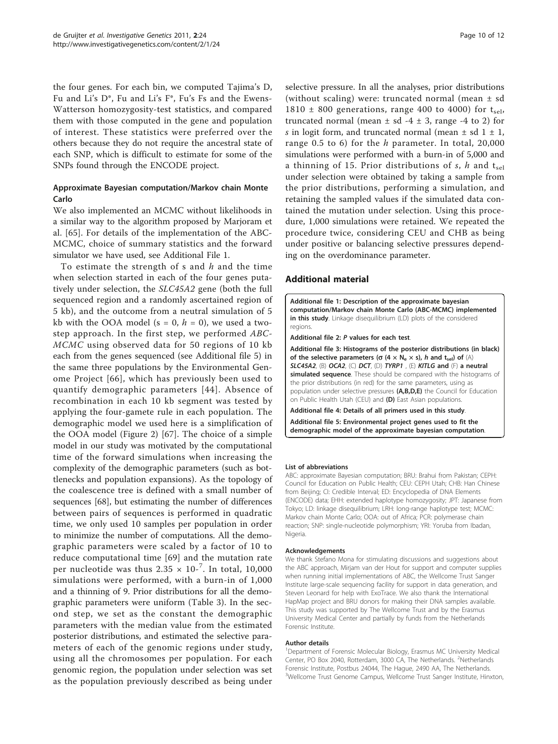the four genes. For each bin, we computed Tajima's D, Fu and Li's D*, Fu and Li's F*, Fu's Fs and the Ewens-Watterson homozygosity-test statistics, and compared them with those computed in the gene and population of interest. These statistics were preferred over the others because they do not require the ancestral state of each SNP, which is difficult to estimate for some of the SNPs found through the ENCODE project.

### Approximate Bayesian computation/Markov chain Monte Carlo

We also implemented an MCMC without likelihoods in a similar way to the algorithm proposed by Marjoram et al. [65]. For details of the implementation of the ABC-MCMC, choice of summary statistics and the forward simulator we have used, see Additional File 1.

To estimate the strength of s and *h* and the time when selection started in each of the four genes putatively under selection, the *SLC45A2* gene (both the full sequenced region and a randomly ascertained region of 5 kb), and the outcome from a neutral simulation of 5 kb with the OOA model ($s = 0$, $h = 0$), we used a two-step approach. In the first step, we performed *ABC-MCMC* using observed data for 50 regions of 10 kb each from the genes sequenced (see Additional file 5) in the same three populations by the Environmental Genome Project [66], which has previously been used to quantify demographic parameters [44]. Absence of recombination in each 10 kb segment was tested by applying the four-gamete rule in each population. The demographic model we used here is a simplification of the OOA model (Figure 2) [67]. The choice of a simple model in our study was motivated by the computational time of the forward simulations when increasing the complexity of the demographic parameters (such as bottlenecks and population expansions). As the topology of the coalescence tree is defined with a small number of sequences [68], but estimating the number of differences between pairs of sequences is performed in quadratic time, we only used 10 samples per population in order to minimize the number of computations. All the demographic parameters were scaled by a factor of 10 to reduce computational time [69] and the mutation rate per nucleotide was thus $2.35 \times 10^{-7}$. In total, 10,000 simulations were performed, with a burn-in of 1,000 and a thinning of 9. Prior distributions for all the demographic parameters were uniform (Table 3). In the second step, we set as the constant the demographic parameters with the median value from the estimated posterior distributions, and estimated the selective parameters of each of the genomic regions under study, using all the chromosomes per population. For each genomic region, the population under selection was set as the population previously described as being under selective pressure. In all the analyses, prior distributions (without scaling) were: truncated normal (mean ± sd 1810 ± 800 generations, range 400 to 4000) for $t_{sel}$, truncated normal (mean ± sd -4 ± 3, range -4 to 2) for *s* in logit form, and truncated normal (mean ± sd 1 ± 1, range 0.5 to 6) for the *h* parameter. In total, 20,000 simulations were performed with a burn-in of 5,000 and a thinning of 15. Prior distributions of *s*, *h* and $t_{sel}$ under selection were obtained by taking a sample from the prior distributions, performing a simulation, and retaining the sampled values if the simulated data contained the mutation under selection. Using this procedure, 1,000 simulations were retained. We repeated the procedure twice, considering CEU and CHB as being under positive or balancing selective pressures depending on the overdominance parameter.

## Additional material

**Additional file 1: Description of the approximate bayesian computation/Markov chain Monte Carlo (ABC-MCMC) implemented in this study**. Linkage disequilibrium (LD) plots of the considered regions.

**Additional file 2:** ***P*** **values for each test**.

**Additional file 3: Histograms of the posterior distributions (in black) of the selective parameters (σ ($4 \times N_e \times s$), *h* and $t_{sel}$) of** (A) ***SLC45A2***, (B) ***OCA2***, (C) ***DCT***, (D) ***TYRP1*** , (E) ***KITLG*** **and** (F) **a neutral simulated sequence**. These should be compared with the histograms of the prior distributions (in red) for the same parameters, using as population under selective pressures **(A,B,D,E)** the Council for Education on Public Health Utah (CEU) and **(D)** East Asian populations.

**Additional file 4: Details of all primers used in this study**.

**Additional file 5: Environmental project genes used to fit the demographic model of the approximate bayesian computation**.

#### List of abbreviations

ABC: approximate Bayesian computation; BRU: Brahui from Pakistan; CEPH: Council for Education on Public Health; CEU: CEPH Utah; CHB: Han Chinese from Beijing; CI: Credible Interval; ED: Encyclopedia of DNA Elements (ENCODE) data; EHH: extended haplotype homozygosity; JPT: Japanese from Tokyo; LD: linkage disequilibrium; LRH: long-range haplotype test; MCMC: Markov chain Monte Carlo; OOA: out of Africa; PCR: polymerase chain reaction; SNP: single-nucleotide polymorphism; YRI: Yoruba from Ibadan, Nigeria.

#### Acknowledgements

We thank Stefano Mona for stimulating discussions and suggestions about the ABC approach, Mirjam van der Hout for support and computer supplies when running initial implementations of ABC, the Wellcome Trust Sanger Institute large-scale sequencing facility for support in data generation, and Steven Leonard for help with ExoTrace. We also thank the International HapMap project and BRU donors for making their DNA samples available. This study was supported by The Wellcome Trust and by the Erasmus University Medical Center and partially by funds from the Netherlands Forensic Institute.

#### Author details

[1]Department of Forensic Molecular Biology, Erasmus MC University Medical Center, PO Box 2040, Rotterdam, 3000 CA, The Netherlands. [2]Netherlands Forensic Institute, Postbus 24044, The Hague, 2490 AA, The Netherlands. [3]Wellcome Trust Genome Campus, Wellcome Trust Sanger Institute, Hinxton,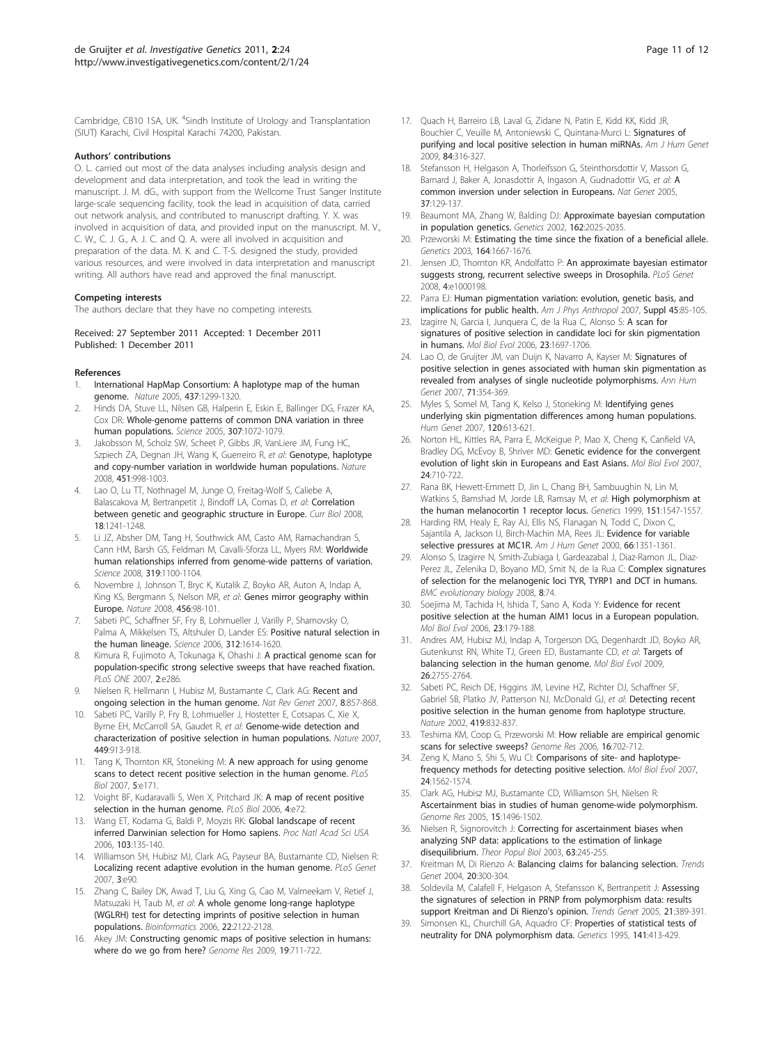Cambridge, CB10 1SA, UK. [4]Sindh Institute of Urology and Transplantation (SIUT) Karachi, Civil Hospital Karachi 74200, Pakistan.

### Authors' contributions

O. L. carried out most of the data analyses including analysis design and development and data interpretation, and took the lead in writing the manuscript. J. M. dG., with support from the Wellcome Trust Sanger Institute large-scale sequencing facility, took the lead in acquisition of data, carried out network analysis, and contributed to manuscript drafting. Y. X. was involved in acquisition of data, and provided input on the manuscript. M. V., C. W., C. J. G., A. J. C. and Q. A. were all involved in acquisition and preparation of the data. M. K. and C. T-S. designed the study, provided various resources, and were involved in data interpretation and manuscript writing. All authors have read and approved the final manuscript.

### Competing interests

The authors declare that they have no competing interests.

Received: 27 September 2011 Accepted: 1 December 2011
Published: 1 December 2011

### References

1. International HapMap Consortium: A haplotype map of the human genome. *Nature* 2005, **437**:1299-1320.
2. Hinds DA, Stuve LL, Nilsen GB, Halperin E, Eskin E, Ballinger DG, Frazer KA, Cox DR: Whole-genome patterns of common DNA variation in three human populations. *Science* 2005, **307**:1072-1079.
3. Jakobsson M, Scholz SW, Scheet P, Gibbs JR, VanLiere JM, Fung HC, Szpiech ZA, Degnan JH, Wang K, Guerreiro R, *et al*: Genotype, haplotype and copy-number variation in worldwide human populations. *Nature* 2008, **451**:998-1003.
4. Lao O, Lu TT, Nothnagel M, Junge O, Freitag-Wolf S, Caliebe A, Balascakova M, Bertranpetit J, Bindoff LA, Comas D, *et al*: Correlation between genetic and geographic structure in Europe. *Curr Biol* 2008, **18**:1241-1248.
5. Li JZ, Absher DM, Tang H, Southwick AM, Casto AM, Ramachandran S, Cann HM, Barsh GS, Feldman M, Cavalli-Sforza LL, Myers RM: Worldwide human relationships inferred from genome-wide patterns of variation. *Science* 2008, **319**:1100-1104.
6. Novembre J, Johnson T, Bryc K, Kutalik Z, Boyko AR, Auton A, Indap A, King KS, Bergmann S, Nelson MR, *et al*: Genes mirror geography within Europe. *Nature* 2008, **456**:98-101.
7. Sabeti PC, Schaffner SF, Fry B, Lohmueller J, Varilly P, Shamovsky O, Palma A, Mikkelsen TS, Altshuler D, Lander ES: Positive natural selection in the human lineage. *Science* 2006, **312**:1614-1620.
8. Kimura R, Fujimoto A, Tokunaga K, Ohashi J: A practical genome scan for population-specific strong selective sweeps that have reached fixation. *PLoS ONE* 2007, **2**:e286.
9. Nielsen R, Hellmann I, Hubisz M, Bustamante C, Clark AG: Recent and ongoing selection in the human genome. *Nat Rev Genet* 2007, **8**:857-868.
10. Sabeti PC, Varilly P, Fry B, Lohmueller J, Hostetter E, Cotsapas C, Xie X, Byrne EH, McCarroll SA, Gaudet R, *et al*: Genome-wide detection and characterization of positive selection in human populations. *Nature* 2007, **449**:913-918.
11. Tang K, Thornton KR, Stoneking M: A new approach for using genome scans to detect recent positive selection in the human genome. *PLoS Biol* 2007, **5**:e171.
12. Voight BF, Kudaravalli S, Wen X, Pritchard JK: A map of recent positive selection in the human genome. *PLoS Biol* 2006, **4**:e72.
13. Wang ET, Kodama G, Baldi P, Moyzis RK: Global landscape of recent inferred Darwinian selection for Homo sapiens. *Proc Natl Acad Sci USA* 2006, **103**:135-140.
14. Williamson SH, Hubisz MJ, Clark AG, Payseur BA, Bustamante CD, Nielsen R: Localizing recent adaptive evolution in the human genome. *PLoS Genet* 2007, **3**:e90.
15. Zhang C, Bailey DK, Awad T, Liu G, Xing G, Cao M, Valmeekam V, Retief J, Matsuzaki H, Taub M, *et al*: A whole genome long-range haplotype (WGLRH) test for detecting imprints of positive selection in human populations. *Bioinformatics* 2006, **22**:2122-2128.
16. Akey JM: Constructing genomic maps of positive selection in humans: where do we go from here? *Genome Res* 2009, **19**:711-722.
17. Quach H, Barreiro LB, Laval G, Zidane N, Patin E, Kidd KK, Kidd JR, Bouchier C, Veuille M, Antoniewski C, Quintana-Murci L: Signatures of purifying and local positive selection in human miRNAs. *Am J Hum Genet* 2009, **84**:316-327.
18. Stefansson H, Helgason A, Thorleifsson G, Steinthorsdottir V, Masson G, Barnard J, Baker A, Jonasdottir A, Ingason A, Gudnadottir VG, *et al*: A common inversion under selection in Europeans. *Nat Genet* 2005, **37**:129-137.
19. Beaumont MA, Zhang W, Balding DJ: Approximate bayesian computation in population genetics. *Genetics* 2002, **162**:2025-2035.
20. Przeworski M: Estimating the time since the fixation of a beneficial allele. *Genetics* 2003, **164**:1667-1676.
21. Jensen JD, Thornton KR, Andolfatto P: An approximate bayesian estimator suggests strong, recurrent selective sweeps in Drosophila. *PLoS Genet* 2008, **4**:e1000198.
22. Parra EJ: Human pigmentation variation: evolution, genetic basis, and implications for public health. *Am J Phys Anthropol* 2007, **Suppl 45**:85-105.
23. Izagirre N, Garcia I, Junquera C, de la Rua C, Alonso S: A scan for signatures of positive selection in candidate loci for skin pigmentation in humans. *Mol Biol Evol* 2006, **23**:1697-1706.
24. Lao O, de Gruijter JM, van Duijn K, Navarro A, Kayser M: Signatures of positive selection in genes associated with human skin pigmentation as revealed from analyses of single nucleotide polymorphisms. *Ann Hum Genet* 2007, **71**:354-369.
25. Myles S, Somel M, Tang K, Kelso J, Stoneking M: Identifying genes underlying skin pigmentation differences among human populations. *Hum Genet* 2007, **120**:613-621.
26. Norton HL, Kittles RA, Parra E, McKeigue P, Mao X, Cheng K, Canfield VA, Bradley DG, McEvoy B, Shriver MD: Genetic evidence for the convergent evolution of light skin in Europeans and East Asians. *Mol Biol Evol* 2007, **24**:710-722.
27. Rana BK, Hewett-Emmett D, Jin L, Chang BH, Sambuughin N, Lin M, Watkins S, Bamshad M, Jorde LB, Ramsay M, *et al*: High polymorphism at the human melanocortin 1 receptor locus. *Genetics* 1999, **151**:1547-1557.
28. Harding RM, Healy E, Ray AJ, Ellis NS, Flanagan N, Todd C, Dixon C, Sajantila A, Jackson IJ, Birch-Machin MA, Rees JL: Evidence for variable selective pressures at MC1R. *Am J Hum Genet* 2000, **66**:1351-1361.
29. Alonso S, Izagirre N, Smith-Zubiaga I, Gardeazabal J, Diaz-Ramon JL, Diaz-Perez JL, Zelenika D, Boyano MD, Smit N, de la Rua C: Complex signatures of selection for the melanogenic loci TYR, TYRP1 and DCT in humans. *BMC evolutionary biology* 2008, **8**:74.
30. Soejima M, Tachida H, Ishida T, Sano A, Koda Y: Evidence for recent positive selection at the human AIM1 locus in a European population. *Mol Biol Evol* 2006, **23**:179-188.
31. Andres AM, Hubisz MJ, Indap A, Torgerson DG, Degenhardt JD, Boyko AR, Gutenkunst RN, White TJ, Green ED, Bustamante CD, *et al*: Targets of balancing selection in the human genome. *Mol Biol Evol* 2009, **26**:2755-2764.
32. Sabeti PC, Reich DE, Higgins JM, Levine HZ, Richter DJ, Schaffner SF, Gabriel SB, Platko JV, Patterson NJ, McDonald GJ, *et al*: Detecting recent positive selection in the human genome from haplotype structure. *Nature* 2002, **419**:832-837.
33. Teshima KM, Coop G, Przeworski M: How reliable are empirical genomic scans for selective sweeps? *Genome Res* 2006, **16**:702-712.
34. Zeng K, Mano S, Shi S, Wu CI: Comparisons of site- and haplotype-frequency methods for detecting positive selection. *Mol Biol Evol* 2007, **24**:1562-1574.
35. Clark AG, Hubisz MJ, Bustamante CD, Williamson SH, Nielsen R: Ascertainment bias in studies of human genome-wide polymorphism. *Genome Res* 2005, **15**:1496-1502.
36. Nielsen R, Signorovitch J: Correcting for ascertainment biases when analyzing SNP data: applications to the estimation of linkage disequilibrium. *Theor Popul Biol* 2003, **63**:245-255.
37. Kreitman M, Di Rienzo A: Balancing claims for balancing selection. *Trends Genet* 2004, **20**:300-304.
38. Soldevila M, Calafell F, Helgason A, Stefansson K, Bertranpetit J: Assessing the signatures of selection in PRNP from polymorphism data: results support Kreitman and Di Rienzo's opinion. *Trends Genet* 2005, **21**:389-391.
39. Simonsen KL, Churchill GA, Aquadro CF: Properties of statistical tests of neutrality for DNA polymorphism data. *Genetics* 1995, **141**:413-429.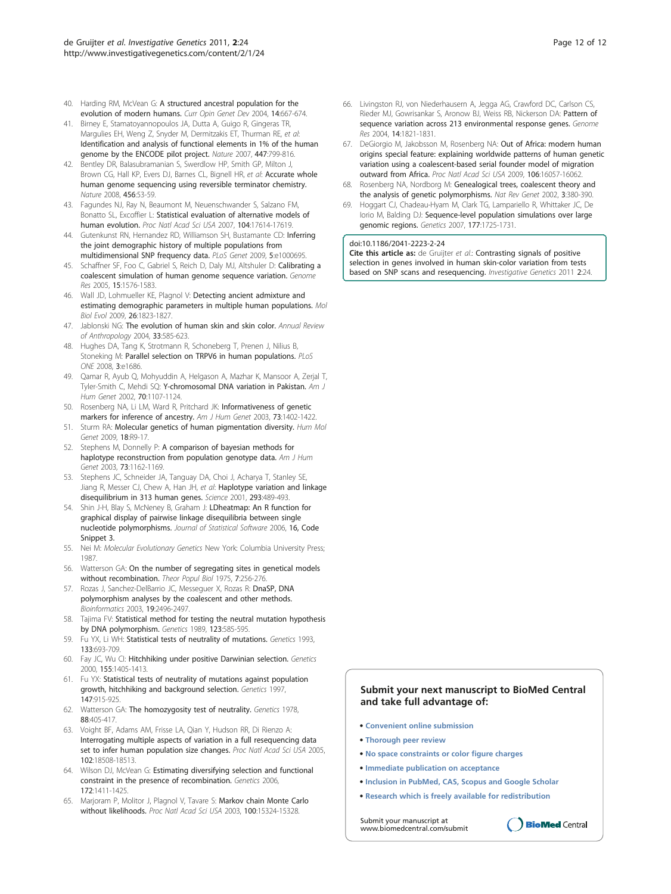40. Harding RM, McVean G: A structured ancestral population for the evolution of modern humans. *Curr Opin Genet Dev* 2004, **14**:667-674.
41. Birney E, Stamatoyannopoulos JA, Dutta A, Guigo R, Gingeras TR, Margulies EH, Weng Z, Snyder M, Dermitzakis ET, Thurman RE, *et al*: Identification and analysis of functional elements in 1% of the human genome by the ENCODE pilot project. *Nature* 2007, **447**:799-816.
42. Bentley DR, Balasubramanian S, Swerdlow HP, Smith GP, Milton J, Brown CG, Hall KP, Evers DJ, Barnes CL, Bignell HR, *et al*: Accurate whole human genome sequencing using reversible terminator chemistry. *Nature* 2008, **456**:53-59.
43. Fagundes NJ, Ray N, Beaumont M, Neuenschwander S, Salzano FM, Bonatto SL, Excoffier L: Statistical evaluation of alternative models of human evolution. *Proc Natl Acad Sci USA* 2007, **104**:17614-17619.
44. Gutenkunst RN, Hernandez RD, Williamson SH, Bustamante CD: Inferring the joint demographic history of multiple populations from multidimensional SNP frequency data. *PLoS Genet* 2009, **5**:e1000695.
45. Schaffner SF, Foo C, Gabriel S, Reich D, Daly MJ, Altshuler D: Calibrating a coalescent simulation of human genome sequence variation. *Genome Res* 2005, **15**:1576-1583.
46. Wall JD, Lohmueller KE, Plagnol V: Detecting ancient admixture and estimating demographic parameters in multiple human populations. *Mol Biol Evol* 2009, **26**:1823-1827.
47. Jablonski NG: The evolution of human skin and skin color. *Annual Review of Anthropology* 2004, **33**:585-623.
48. Hughes DA, Tang K, Strotmann R, Schoneberg T, Prenen J, Nilius B, Stoneking M: Parallel selection on TRPV6 in human populations. *PLoS ONE* 2008, **3**:e1686.
49. Qamar R, Ayub Q, Mohyuddin A, Helgason A, Mazhar K, Mansoor A, Zerjal T, Tyler-Smith C, Mehdi SQ: Y-chromosomal DNA variation in Pakistan. *Am J Hum Genet* 2002, **70**:1107-1124.
50. Rosenberg NA, Li LM, Ward R, Pritchard JK: Informativeness of genetic markers for inference of ancestry. *Am J Hum Genet* 2003, **73**:1402-1422.
51. Sturm RA: Molecular genetics of human pigmentation diversity. *Hum Mol Genet* 2009, **18**:R9-17.
52. Stephens M, Donnelly P: A comparison of bayesian methods for haplotype reconstruction from population genotype data. *Am J Hum Genet* 2003, **73**:1162-1169.
53. Stephens JC, Schneider JA, Tanguay DA, Choi J, Acharya T, Stanley SE, Jiang R, Messer CJ, Chew A, Han JH, *et al*: Haplotype variation and linkage disequilibrium in 313 human genes. *Science* 2001, **293**:489-493.
54. Shin J-H, Blay S, McNeney B, Graham J: LDheatmap: An R function for graphical display of pairwise linkage disequilibria between single nucleotide polymorphisms. *Journal of Statistical Software* 2006, 16, Code Snippet 3.
55. Nei M: *Molecular Evolutionary Genetics* New York: Columbia University Press; 1987.
56. Watterson GA: On the number of segregating sites in genetical models without recombination. *Theor Popul Biol* 1975, **7**:256-276.
57. Rozas J, Sanchez-DelBarrio JC, Messeguer X, Rozas R: DnaSP, DNA polymorphism analyses by the coalescent and other methods. *Bioinformatics* 2003, **19**:2496-2497.
58. Tajima FV: Statistical method for testing the neutral mutation hypothesis by DNA polymorphism. *Genetics* 1989, **123**:585-595.
59. Fu YX, Li WH: Statistical tests of neutrality of mutations. *Genetics* 1993, **133**:693-709.
60. Fay JC, Wu CI: Hitchhiking under positive Darwinian selection. *Genetics* 2000, **155**:1405-1413.
61. Fu YX: Statistical tests of neutrality of mutations against population growth, hitchhiking and background selection. *Genetics* 1997, **147**:915-925.
62. Watterson GA: The homozygosity test of neutrality. *Genetics* 1978, **88**:405-417.
63. Voight BF, Adams AM, Frisse LA, Qian Y, Hudson RR, Di Rienzo A: Interrogating multiple aspects of variation in a full resequencing data set to infer human population size changes. *Proc Natl Acad Sci USA* 2005, **102**:18508-18513.
64. Wilson DJ, McVean G: Estimating diversifying selection and functional constraint in the presence of recombination. *Genetics* 2006, **172**:1411-1425.
65. Marjoram P, Molitor J, Plagnol V, Tavare S: Markov chain Monte Carlo without likelihoods. *Proc Natl Acad Sci USA* 2003, **100**:15324-15328.
66. Livingston RJ, von Niederhausern A, Jegga AG, Crawford DC, Carlson CS, Rieder MJ, Gowrisankar S, Aronow BJ, Weiss RB, Nickerson DA: Pattern of sequence variation across 213 environmental response genes. *Genome Res* 2004, **14**:1821-1831.
67. DeGiorgio M, Jakobsson M, Rosenberg NA: Out of Africa: modern human origins special feature: explaining worldwide patterns of human genetic variation using a coalescent-based serial founder model of migration outward from Africa. *Proc Natl Acad Sci USA* 2009, **106**:16057-16062.
68. Rosenberg NA, Nordborg M: Genealogical trees, coalescent theory and the analysis of genetic polymorphisms. *Nat Rev Genet* 2002, **3**:380-390.
69. Hoggart CJ, Chadeau-Hyam M, Clark TG, Lampariello R, Whittaker JC, De Iorio M, Balding DJ: Sequence-level population simulations over large genomic regions. *Genetics* 2007, **177**:1725-1731.

doi:10.1186/2041-2223-2-24

**Cite this article as:** de Gruijter *et al.*: Contrasting signals of positive selection in genes involved in human skin-color variation from tests based on SNP scans and resequencing. *Investigative Genetics* 2011 **2**:24.

**Submit your next manuscript to BioMed Central and take full advantage of:**

- **Convenient online submission**
- **Thorough peer review**
- **No space constraints or color figure charges**
- **Immediate publication on acceptance**
- **Inclusion in PubMed, CAS, Scopus and Google Scholar**
- **Research which is freely available for redistribution**

Submit your manuscript at
www.biomedcentral.com/submit

BioMed Central